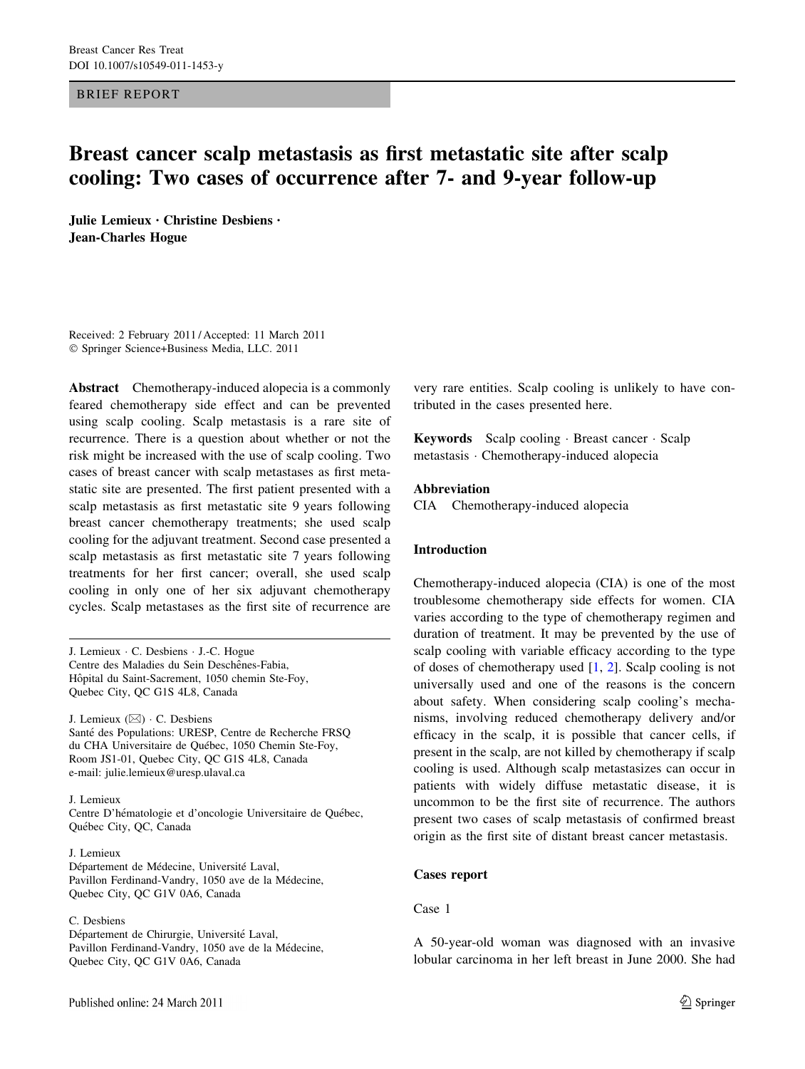BRIEF REPORT

# Breast cancer scalp metastasis as first metastatic site after scalp cooling: Two cases of occurrence after 7- and 9-year follow-up

**Julie Lemieux · Christine Desbiens · Jean-Charles Hogue**

Received: 2 February 2011 / Accepted: 11 March 2011
© Springer Science+Business Media, LLC. 2011

**Abstract** Chemotherapy-induced alopecia is a commonly feared chemotherapy side effect and can be prevented using scalp cooling. Scalp metastasis is a rare site of recurrence. There is a question about whether or not the risk might be increased with the use of scalp cooling. Two cases of breast cancer with scalp metastases as first metastatic site are presented. The first patient presented with a scalp metastasis as first metastatic site 9 years following breast cancer chemotherapy treatments; she used scalp cooling for the adjuvant treatment. Second case presented a scalp metastasis as first metastatic site 7 years following treatments for her first cancer; overall, she used scalp cooling in only one of her six adjuvant chemotherapy cycles. Scalp metastases as the first site of recurrence are very rare entities. Scalp cooling is unlikely to have contributed in the cases presented here.

**Keywords** Scalp cooling · Breast cancer · Scalp metastasis · Chemotherapy-induced alopecia

**Abbreviation**

CIA Chemotherapy-induced alopecia

J. Lemieux · C. Desbiens · J.-C. Hogue
Centre des Maladies du Sein Deschênes-Fabia, Hôpital du Saint-Sacrement, 1050 chemin Ste-Foy, Quebec City, QC G1S 4L8, Canada

J. Lemieux (✉) · C. Desbiens
Santé des Populations: URESP, Centre de Recherche FRSQ du CHA Universitaire de Québec, 1050 Chemin Ste-Foy, Room JS1-01, Quebec City, QC G1S 4L8, Canada
e-mail: julie.lemieux@uresp.ulaval.ca

J. Lemieux
Centre D'hématologie et d'oncologie Universitaire de Québec, Québec City, QC, Canada

J. Lemieux
Département de Médecine, Université Laval, Pavillon Ferdinand-Vandry, 1050 ave de la Médecine, Quebec City, QC G1V 0A6, Canada

C. Desbiens
Département de Chirurgie, Université Laval, Pavillon Ferdinand-Vandry, 1050 ave de la Médecine, Quebec City, QC G1V 0A6, Canada

## Introduction

Chemotherapy-induced alopecia (CIA) is one of the most troublesome chemotherapy side effects for women. CIA varies according to the type of chemotherapy regimen and duration of treatment. It may be prevented by the use of scalp cooling with variable efficacy according to the type of doses of chemotherapy used [1, 2]. Scalp cooling is not universally used and one of the reasons is the concern about safety. When considering scalp cooling's mechanisms, involving reduced chemotherapy delivery and/or efficacy in the scalp, it is possible that cancer cells, if present in the scalp, are not killed by chemotherapy if scalp cooling is used. Although scalp metastasizes can occur in patients with widely diffuse metastatic disease, it is uncommon to be the first site of recurrence. The authors present two cases of scalp metastasis of confirmed breast origin as the first site of distant breast cancer metastasis.

## Cases report

### Case 1

A 50-year-old woman was diagnosed with an invasive lobular carcinoma in her left breast in June 2000. She had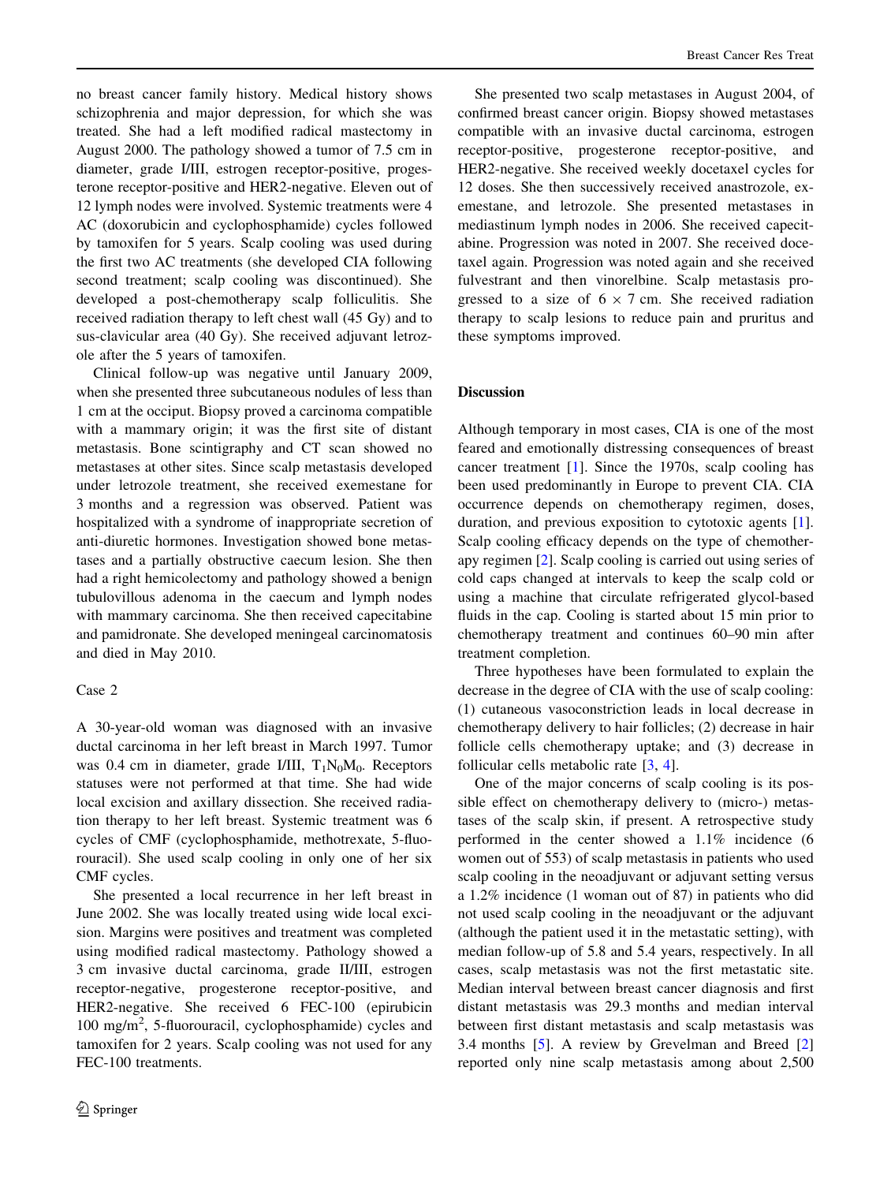no breast cancer family history. Medical history shows schizophrenia and major depression, for which she was treated. She had a left modified radical mastectomy in August 2000. The pathology showed a tumor of 7.5 cm in diameter, grade I/III, estrogen receptor-positive, progesterone receptor-positive and HER2-negative. Eleven out of 12 lymph nodes were involved. Systemic treatments were 4 AC (doxorubicin and cyclophosphamide) cycles followed by tamoxifen for 5 years. Scalp cooling was used during the first two AC treatments (she developed CIA following second treatment; scalp cooling was discontinued). She developed a post-chemotherapy scalp folliculitis. She received radiation therapy to left chest wall (45 Gy) and to sus-clavicular area (40 Gy). She received adjuvant letrozole after the 5 years of tamoxifen.

Clinical follow-up was negative until January 2009, when she presented three subcutaneous nodules of less than 1 cm at the occiput. Biopsy proved a carcinoma compatible with a mammary origin; it was the first site of distant metastasis. Bone scintigraphy and CT scan showed no metastases at other sites. Since scalp metastasis developed under letrozole treatment, she received exemestane for 3 months and a regression was observed. Patient was hospitalized with a syndrome of inappropriate secretion of anti-diuretic hormones. Investigation showed bone metastases and a partially obstructive caecum lesion. She then had a right hemicolectomy and pathology showed a benign tubulovillous adenoma in the caecum and lymph nodes with mammary carcinoma. She then received capecitabine and pamidronate. She developed meningeal carcinomatosis and died in May 2010.

### Case 2

A 30-year-old woman was diagnosed with an invasive ductal carcinoma in her left breast in March 1997. Tumor was 0.4 cm in diameter, grade I/III, $T_1N_0M_0$. Receptors statuses were not performed at that time. She had wide local excision and axillary dissection. She received radiation therapy to her left breast. Systemic treatment was 6 cycles of CMF (cyclophosphamide, methotrexate, 5-fluorouracil). She used scalp cooling in only one of her six CMF cycles.

She presented a local recurrence in her left breast in June 2002. She was locally treated using wide local excision. Margins were positives and treatment was completed using modified radical mastectomy. Pathology showed a 3 cm invasive ductal carcinoma, grade II/III, estrogen receptor-negative, progesterone receptor-positive, and HER2-negative. She received 6 FEC-100 (epirubicin 100 mg/m$^2$, 5-fluorouracil, cyclophosphamide) cycles and tamoxifen for 2 years. Scalp cooling was not used for any FEC-100 treatments.

She presented two scalp metastases in August 2004, of confirmed breast cancer origin. Biopsy showed metastases compatible with an invasive ductal carcinoma, estrogen receptor-positive, progesterone receptor-positive, and HER2-negative. She received weekly docetaxel cycles for 12 doses. She then successively received anastrozole, exemestane, and letrozole. She presented metastases in mediastinum lymph nodes in 2006. She received capecitabine. Progression was noted in 2007. She received docetaxel again. Progression was noted again and she received fulvestrant and then vinorelbine. Scalp metastasis progressed to a size of $6 \times 7$ cm. She received radiation therapy to scalp lesions to reduce pain and pruritus and these symptoms improved.

## Discussion

Although temporary in most cases, CIA is one of the most feared and emotionally distressing consequences of breast cancer treatment [1]. Since the 1970s, scalp cooling has been used predominantly in Europe to prevent CIA. CIA occurrence depends on chemotherapy regimen, doses, duration, and previous exposition to cytotoxic agents [1]. Scalp cooling efficacy depends on the type of chemotherapy regimen [2]. Scalp cooling is carried out using series of cold caps changed at intervals to keep the scalp cold or using a machine that circulate refrigerated glycol-based fluids in the cap. Cooling is started about 15 min prior to chemotherapy treatment and continues 60–90 min after treatment completion.

Three hypotheses have been formulated to explain the decrease in the degree of CIA with the use of scalp cooling: (1) cutaneous vasoconstriction leads in local decrease in chemotherapy delivery to hair follicles; (2) decrease in hair follicle cells chemotherapy uptake; and (3) decrease in follicular cells metabolic rate [3, 4].

One of the major concerns of scalp cooling is its possible effect on chemotherapy delivery to (micro-) metastases of the scalp skin, if present. A retrospective study performed in the center showed a 1.1% incidence (6 women out of 553) of scalp metastasis in patients who used scalp cooling in the neoadjuvant or adjuvant setting versus a 1.2% incidence (1 woman out of 87) in patients who did not used scalp cooling in the neoadjuvant or the adjuvant (although the patient used it in the metastatic setting), with median follow-up of 5.8 and 5.4 years, respectively. In all cases, scalp metastasis was not the first metastatic site. Median interval between breast cancer diagnosis and first distant metastasis was 29.3 months and median interval between first distant metastasis and scalp metastasis was 3.4 months [5]. A review by Grevelman and Breed [2] reported only nine scalp metastasis among about 2,500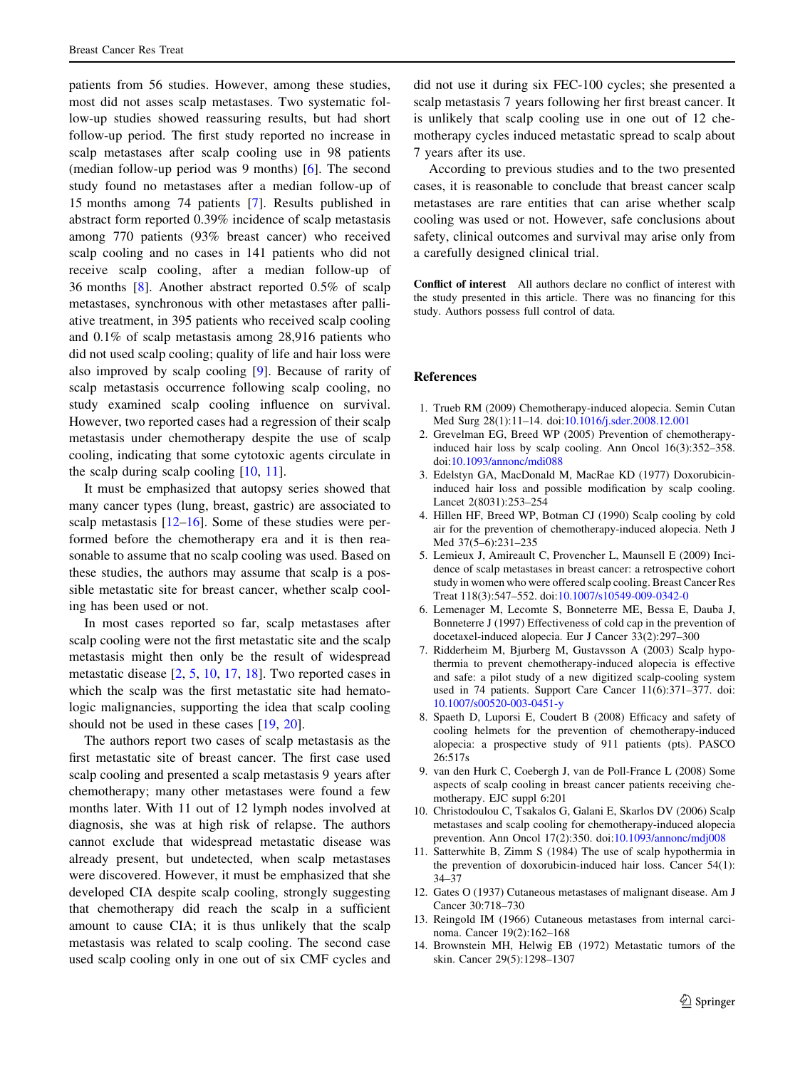patients from 56 studies. However, among these studies, most did not asses scalp metastases. Two systematic follow-up studies showed reassuring results, but had short follow-up period. The first study reported no increase in scalp metastases after scalp cooling use in 98 patients (median follow-up period was 9 months) [6]. The second study found no metastases after a median follow-up of 15 months among 74 patients [7]. Results published in abstract form reported 0.39% incidence of scalp metastasis among 770 patients (93% breast cancer) who received scalp cooling and no cases in 141 patients who did not receive scalp cooling, after a median follow-up of 36 months [8]. Another abstract reported 0.5% of scalp metastases, synchronous with other metastases after palliative treatment, in 395 patients who received scalp cooling and 0.1% of scalp metastasis among 28,916 patients who did not used scalp cooling; quality of life and hair loss were also improved by scalp cooling [9]. Because of rarity of scalp metastasis occurrence following scalp cooling, no study examined scalp cooling influence on survival. However, two reported cases had a regression of their scalp metastasis under chemotherapy despite the use of scalp cooling, indicating that some cytotoxic agents circulate in the scalp during scalp cooling [10, 11].

It must be emphasized that autopsy series showed that many cancer types (lung, breast, gastric) are associated to scalp metastasis [12–16]. Some of these studies were performed before the chemotherapy era and it is then reasonable to assume that no scalp cooling was used. Based on these studies, the authors may assume that scalp is a possible metastatic site for breast cancer, whether scalp cooling has been used or not.

In most cases reported so far, scalp metastases after scalp cooling were not the first metastatic site and the scalp metastasis might then only be the result of widespread metastatic disease [2, 5, 10, 17, 18]. Two reported cases in which the scalp was the first metastatic site had hematologic malignancies, supporting the idea that scalp cooling should not be used in these cases [19, 20].

The authors report two cases of scalp metastasis as the first metastatic site of breast cancer. The first case used scalp cooling and presented a scalp metastasis 9 years after chemotherapy; many other metastases were found a few months later. With 11 out of 12 lymph nodes involved at diagnosis, she was at high risk of relapse. The authors cannot exclude that widespread metastatic disease was already present, but undetected, when scalp metastases were discovered. However, it must be emphasized that she developed CIA despite scalp cooling, strongly suggesting that chemotherapy did reach the scalp in a sufficient amount to cause CIA; it is thus unlikely that the scalp metastasis was related to scalp cooling. The second case used scalp cooling only in one out of six CMF cycles and did not use it during six FEC-100 cycles; she presented a scalp metastasis 7 years following her first breast cancer. It is unlikely that scalp cooling use in one out of 12 chemotherapy cycles induced metastatic spread to scalp about 7 years after its use.

According to previous studies and to the two presented cases, it is reasonable to conclude that breast cancer scalp metastases are rare entities that can arise whether scalp cooling was used or not. However, safe conclusions about safety, clinical outcomes and survival may arise only from a carefully designed clinical trial.

**Conflict of interest** All authors declare no conflict of interest with the study presented in this article. There was no financing for this study. Authors possess full control of data.

## References

1. Trueb RM (2009) Chemotherapy-induced alopecia. Semin Cutan Med Surg 28(1):11–14. doi:10.1016/j.sder.2008.12.001
2. Grevelman EG, Breed WP (2005) Prevention of chemotherapy-induced hair loss by scalp cooling. Ann Oncol 16(3):352–358. doi:10.1093/annonc/mdi088
3. Edelstyn GA, MacDonald M, MacRae KD (1977) Doxorubicin-induced hair loss and possible modification by scalp cooling. Lancet 2(8031):253–254
4. Hillen HF, Breed WP, Botman CJ (1990) Scalp cooling by cold air for the prevention of chemotherapy-induced alopecia. Neth J Med 37(5–6):231–235
5. Lemieux J, Amireault C, Provencher L, Maunsell E (2009) Incidence of scalp metastases in breast cancer: a retrospective cohort study in women who were offered scalp cooling. Breast Cancer Res Treat 118(3):547–552. doi:10.1007/s10549-009-0342-0
6. Lemenager M, Lecomte S, Bonneterre ME, Bessa E, Dauba J, Bonneterre J (1997) Effectiveness of cold cap in the prevention of docetaxel-induced alopecia. Eur J Cancer 33(2):297–300
7. Ridderheim M, Bjurberg M, Gustavsson A (2003) Scalp hypothermia to prevent chemotherapy-induced alopecia is effective and safe: a pilot study of a new digitized scalp-cooling system used in 74 patients. Support Care Cancer 11(6):371–377. doi:10.1007/s00520-003-0451-y
8. Spaeth D, Luporsi E, Coudert B (2008) Efficacy and safety of cooling helmets for the prevention of chemotherapy-induced alopecia: a prospective study of 911 patients (pts). PASCO 26:517s
9. van den Hurk C, Coebergh J, van de Poll-France L (2008) Some aspects of scalp cooling in breast cancer patients receiving chemotherapy. EJC suppl 6:201
10. Christodoulou C, Tsakalos G, Galani E, Skarlos DV (2006) Scalp metastases and scalp cooling for chemotherapy-induced alopecia prevention. Ann Oncol 17(2):350. doi:10.1093/annonc/mdj008
11. Satterwhite B, Zimm S (1984) The use of scalp hypothermia in the prevention of doxorubicin-induced hair loss. Cancer 54(1):34–37
12. Gates O (1937) Cutaneous metastases of malignant disease. Am J Cancer 30:718–730
13. Reingold IM (1966) Cutaneous metastases from internal carcinoma. Cancer 19(2):162–168
14. Brownstein MH, Helwig EB (1972) Metastatic tumors of the skin. Cancer 29(5):1298–1307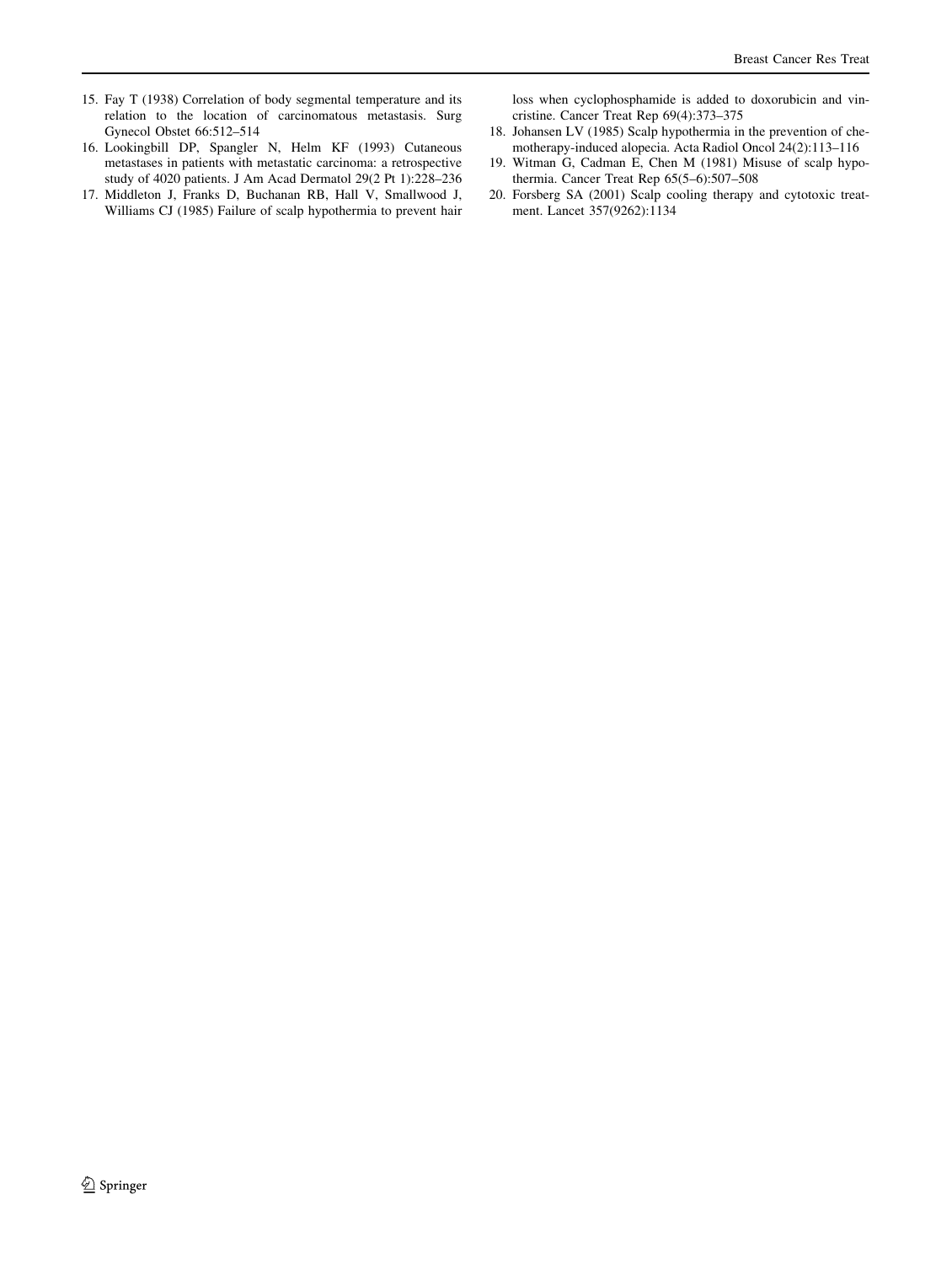15. Fay T (1938) Correlation of body segmental temperature and its relation to the location of carcinomatous metastasis. Surg Gynecol Obstet 66:512–514
16. Lookingbill DP, Spangler N, Helm KF (1993) Cutaneous metastases in patients with metastatic carcinoma: a retrospective study of 4020 patients. J Am Acad Dermatol 29(2 Pt 1):228–236
17. Middleton J, Franks D, Buchanan RB, Hall V, Smallwood J, Williams CJ (1985) Failure of scalp hypothermia to prevent hair loss when cyclophosphamide is added to doxorubicin and vincristine. Cancer Treat Rep 69(4):373–375
18. Johansen LV (1985) Scalp hypothermia in the prevention of chemotherapy-induced alopecia. Acta Radiol Oncol 24(2):113–116
19. Witman G, Cadman E, Chen M (1981) Misuse of scalp hypothermia. Cancer Treat Rep 65(5–6):507–508
20. Forsberg SA (2001) Scalp cooling therapy and cytotoxic treatment. Lancet 357(9262):1134